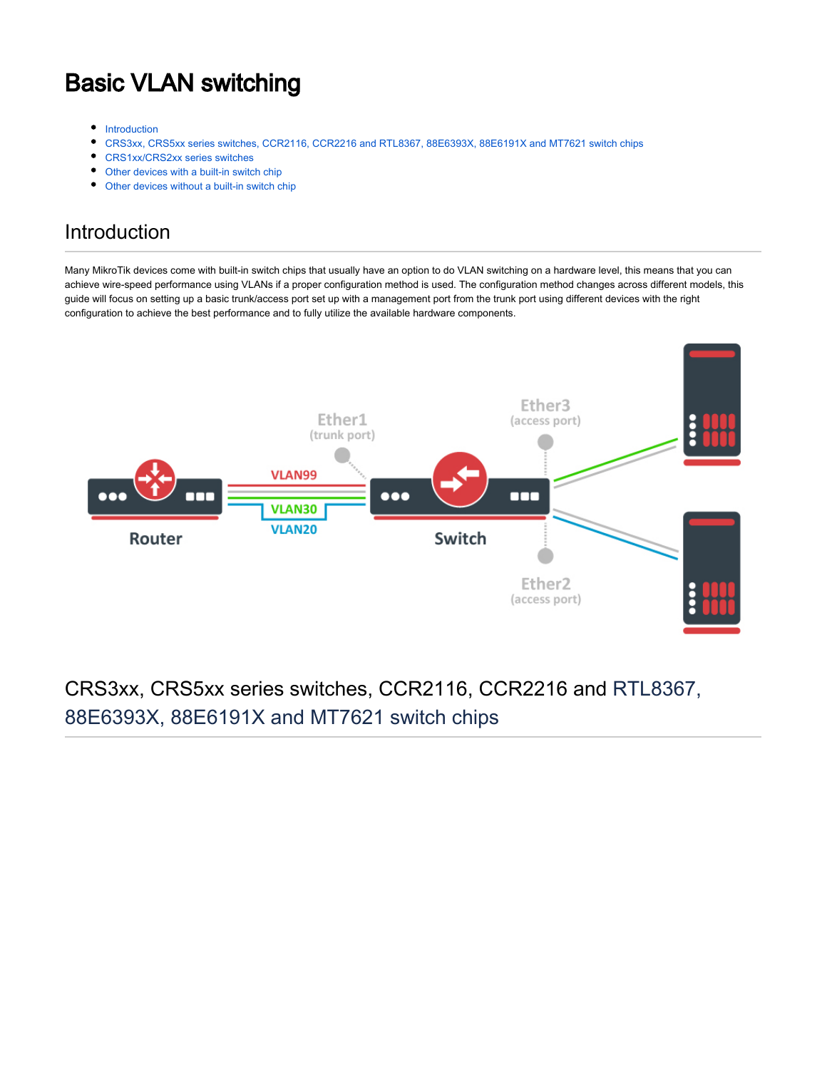# Basic VLAN switching

- Introduction
- CRS3xx, CRS5xx series switches, CCR2116, CCR2216 and RTL8367, 88E6393X, 88E6191X and MT7621 switch chips
- CRS1xx/CRS2xx series switches
- Other devices with a built-in switch chip
- Other devices without a built-in switch chip

## Introduction

Many MikroTik devices come with built-in switch chips that usually have an option to do VLAN switching on a hardware level, this means that you can achieve wire-speed performance using VLANs if a proper configuration method is used. The configuration method changes across different models, this guide will focus on setting up a basic trunk/access port set up with a management port from the trunk port using different devices with the right configuration to achieve the best performance and to fully utilize the available hardware components.

## CRS3xx, CRS5xx series switches, CCR2116, CCR2216 and RTL8367, 88E6393X, 88E6191X and MT7621 switch chips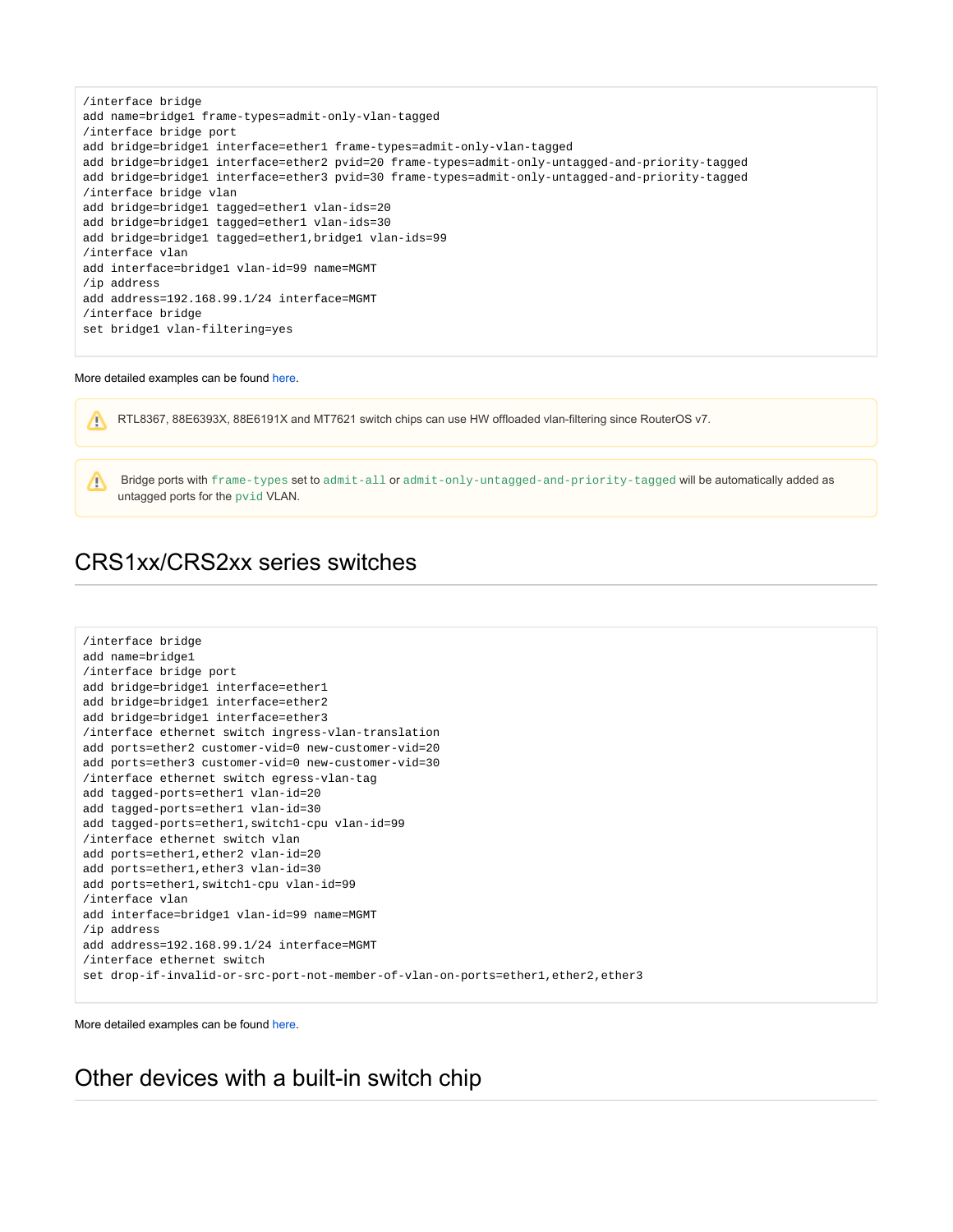```
/interface bridge
add name=bridge1 frame-types=admit-only-vlan-tagged
/interface bridge port
add bridge=bridge1 interface=ether1 frame-types=admit-only-vlan-tagged
add bridge=bridge1 interface=ether2 pvid=20 frame-types=admit-only-untagged-and-priority-tagged
add bridge=bridge1 interface=ether3 pvid=30 frame-types=admit-only-untagged-and-priority-tagged
/interface bridge vlan
add bridge=bridge1 tagged=ether1 vlan-ids=20
add bridge=bridge1 tagged=ether1 vlan-ids=30
add bridge=bridge1 tagged=ether1,bridge1 vlan-ids=99
/interface vlan
add interface=bridge1 vlan-id=99 name=MGMT
/ip address
add address=192.168.99.1/24 interface=MGMT
/interface bridge
set bridge1 vlan-filtering=yes
```

More detailed examples can be found here.

> RTL8367, 88E6393X, 88E6191X and MT7621 switch chips can use HW offloaded vlan-filtering since RouterOS v7.

> Bridge ports with `frame-types` set to `admit-all` or `admit-only-untagged-and-priority-tagged` will be automatically added as untagged ports for the `pvid` VLAN.

## CRS1xx/CRS2xx series switches

```
/interface bridge
add name=bridge1
/interface bridge port
add bridge=bridge1 interface=ether1
add bridge=bridge1 interface=ether2
add bridge=bridge1 interface=ether3
/interface ethernet switch ingress-vlan-translation
add ports=ether2 customer-vid=0 new-customer-vid=20
add ports=ether3 customer-vid=0 new-customer-vid=30
/interface ethernet switch egress-vlan-tag
add tagged-ports=ether1 vlan-id=20
add tagged-ports=ether1 vlan-id=30
add tagged-ports=ether1,switch1-cpu vlan-id=99
/interface ethernet switch vlan
add ports=ether1,ether2 vlan-id=20
add ports=ether1,ether3 vlan-id=30
add ports=ether1,switch1-cpu vlan-id=99
/interface vlan
add interface=bridge1 vlan-id=99 name=MGMT
/ip address
add address=192.168.99.1/24 interface=MGMT
/interface ethernet switch
set drop-if-invalid-or-src-port-not-member-of-vlan-on-ports=ether1,ether2,ether3
```

More detailed examples can be found here.

## Other devices with a built-in switch chip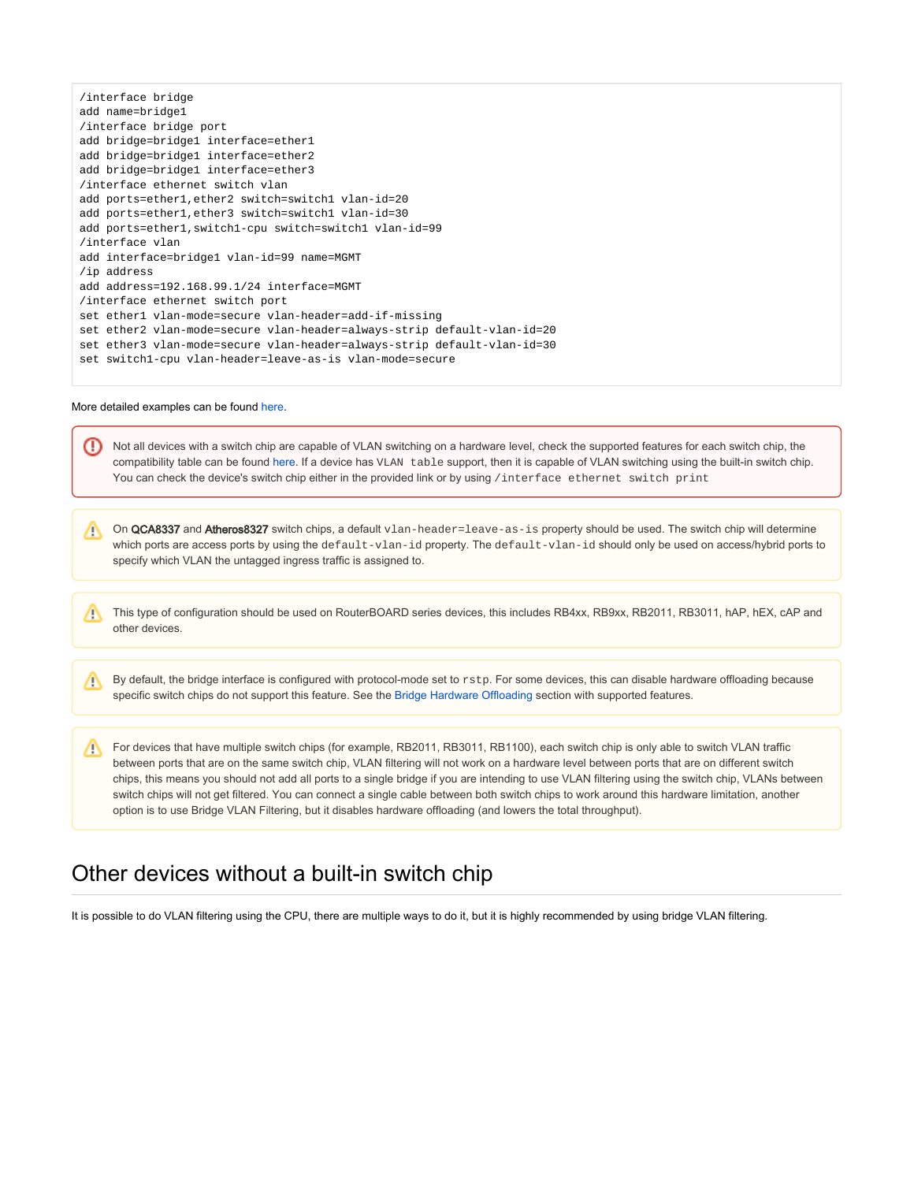```
/interface bridge
add name=bridge1
/interface bridge port
add bridge=bridge1 interface=ether1
add bridge=bridge1 interface=ether2
add bridge=bridge1 interface=ether3
/interface ethernet switch vlan
add ports=ether1,ether2 switch=switch1 vlan-id=20
add ports=ether1,ether3 switch=switch1 vlan-id=30
add ports=ether1,switch1-cpu switch=switch1 vlan-id=99
/interface vlan
add interface=bridge1 vlan-id=99 name=MGMT
/ip address
add address=192.168.99.1/24 interface=MGMT
/interface ethernet switch port
set ether1 vlan-mode=secure vlan-header=add-if-missing
set ether2 vlan-mode=secure vlan-header=always-strip default-vlan-id=20
set ether3 vlan-mode=secure vlan-header=always-strip default-vlan-id=30
set switch1-cpu vlan-header=leave-as-is vlan-mode=secure
```

More detailed examples can be found here.

Not all devices with a switch chip are capable of VLAN switching on a hardware level, check the supported features for each switch chip, the compatibility table can be found here. If a device has `VLAN table` support, then it is capable of VLAN switching using the built-in switch chip. You can check the device's switch chip either in the provided link or by using `/interface ethernet switch print`

On **QCA8337** and **Atheros8327** switch chips, a default `vlan-header=leave-as-is` property should be used. The switch chip will determine which ports are access ports by using the `default-vlan-id` property. The `default-vlan-id` should only be used on access/hybrid ports to specify which VLAN the untagged ingress traffic is assigned to.

This type of configuration should be used on RouterBOARD series devices, this includes RB4xx, RB9xx, RB2011, RB3011, hAP, hEX, cAP and other devices.

By default, the bridge interface is configured with protocol-mode set to `rstp`. For some devices, this can disable hardware offloading because specific switch chips do not support this feature. See the Bridge Hardware Offloading section with supported features.

For devices that have multiple switch chips (for example, RB2011, RB3011, RB1100), each switch chip is only able to switch VLAN traffic between ports that are on the same switch chip, VLAN filtering will not work on a hardware level between ports that are on different switch chips, this means you should not add all ports to a single bridge if you are intending to use VLAN filtering using the switch chip, VLANs between switch chips will not get filtered. You can connect a single cable between both switch chips to work around this hardware limitation, another option is to use Bridge VLAN Filtering, but it disables hardware offloading (and lowers the total throughput).

# Other devices without a built-in switch chip

It is possible to do VLAN filtering using the CPU, there are multiple ways to do it, but it is highly recommended by using bridge VLAN filtering.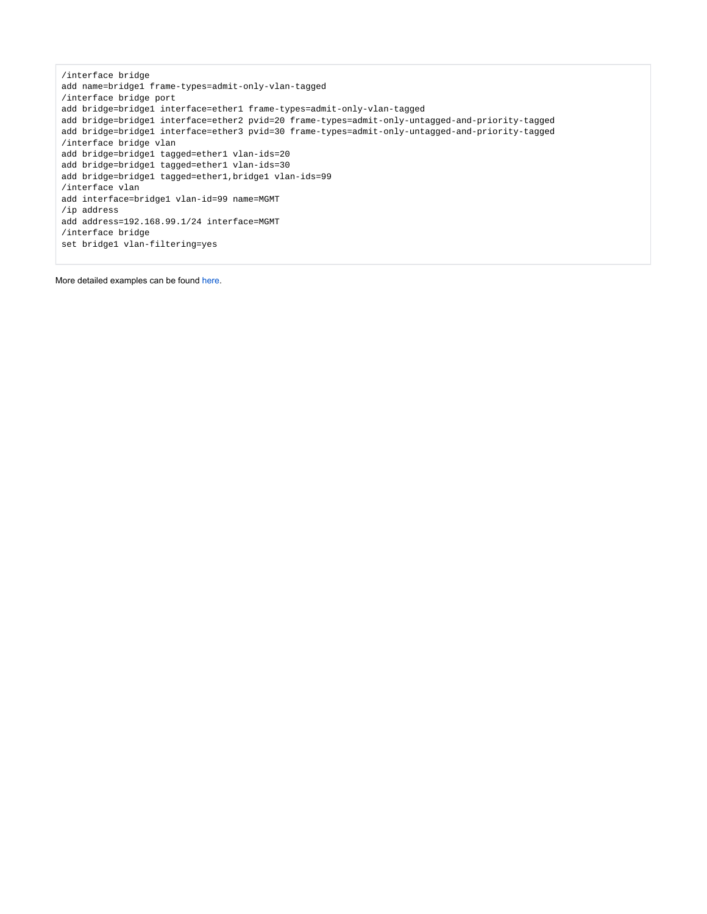```
/interface bridge
add name=bridge1 frame-types=admit-only-vlan-tagged
/interface bridge port
add bridge=bridge1 interface=ether1 frame-types=admit-only-vlan-tagged
add bridge=bridge1 interface=ether2 pvid=20 frame-types=admit-only-untagged-and-priority-tagged
add bridge=bridge1 interface=ether3 pvid=30 frame-types=admit-only-untagged-and-priority-tagged
/interface bridge vlan
add bridge=bridge1 tagged=ether1 vlan-ids=20
add bridge=bridge1 tagged=ether1 vlan-ids=30
add bridge=bridge1 tagged=ether1,bridge1 vlan-ids=99
/interface vlan
add interface=bridge1 vlan-id=99 name=MGMT
/ip address
add address=192.168.99.1/24 interface=MGMT
/interface bridge
set bridge1 vlan-filtering=yes
```

More detailed examples can be found here.